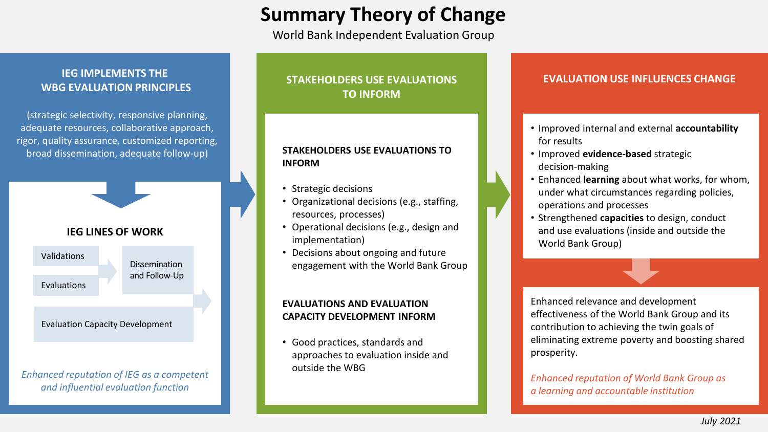# Summary Theory of Change

World Bank Independent Evaluation Group

## IEG IMPLEMENTS THE WBG EVALUATION PRINCIPLES

(strategic selectivity, responsive planning, adequate resources, collaborative approach, rigor, quality assurance, customized reporting, broad dissemination, adequate follow-up)

### IEG LINES OF WORK

- Validations
- Evaluations
- Dissemination and Follow-Up
- Evaluation Capacity Development

*Enhanced reputation of IEG as a competent and influential evaluation function*

## STAKEHOLDERS USE EVALUATIONS TO INFORM

### STAKEHOLDERS USE EVALUATIONS TO INFORM

- Strategic decisions
- Organizational decisions (e.g., staffing, resources, processes)
- Operational decisions (e.g., design and implementation)
- Decisions about ongoing and future engagement with the World Bank Group

### EVALUATIONS AND EVALUATION CAPACITY DEVELOPMENT INFORM

- Good practices, standards and approaches to evaluation inside and outside the WBG

## EVALUATION USE INFLUENCES CHANGE

- Improved internal and external **accountability** for results
- Improved **evidence-based** strategic decision-making
- Enhanced **learning** about what works, for whom, under what circumstances regarding policies, operations and processes
- Strengthened **capacities** to design, conduct and use evaluations (inside and outside the World Bank Group)

Enhanced relevance and development effectiveness of the World Bank Group and its contribution to achieving the twin goals of eliminating extreme poverty and boosting shared prosperity.

*Enhanced reputation of World Bank Group as a learning and accountable institution*

*July 2021*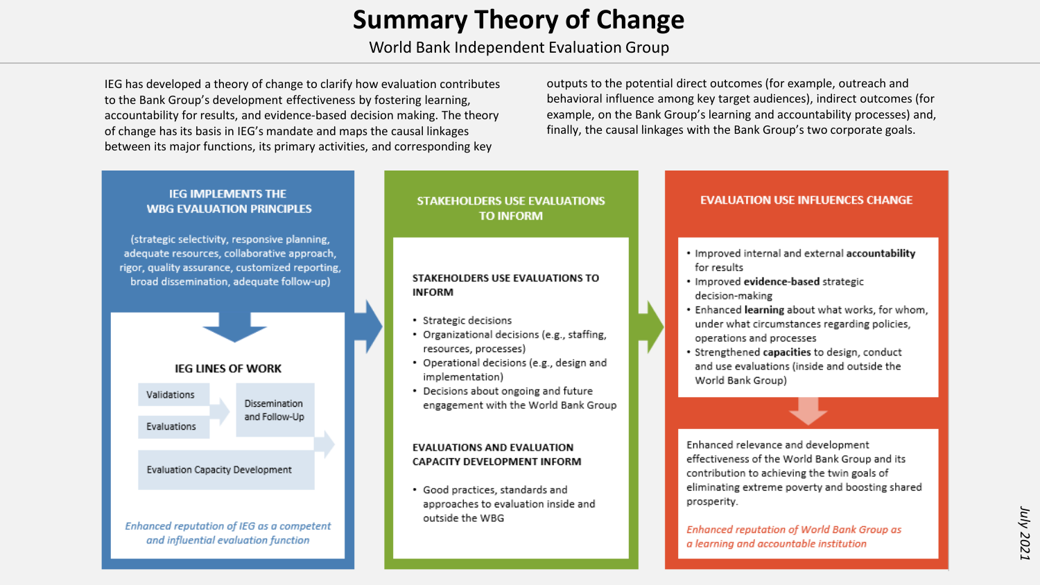# Summary Theory of Change

World Bank Independent Evaluation Group

IEG has developed a theory of change to clarify how evaluation contributes to the Bank Group's development effectiveness by fostering learning, accountability for results, and evidence-based decision making. The theory of change has its basis in IEG's mandate and maps the causal linkages between its major functions, its primary activities, and corresponding key outputs to the potential direct outcomes (for example, outreach and behavioral influence among key target audiences), indirect outcomes (for example, on the Bank Group's learning and accountability processes) and, finally, the causal linkages with the Bank Group's two corporate goals.

## IEG IMPLEMENTS THE WBG EVALUATION PRINCIPLES

(strategic selectivity, responsive planning, adequate resources, collaborative approach, rigor, quality assurance, customized reporting, broad dissemination, adequate follow-up)

### IEG LINES OF WORK

- Validations
- Evaluations
- Dissemination and Follow-Up
- Evaluation Capacity Development

*Enhanced reputation of IEG as a competent and influential evaluation function*

## STAKEHOLDERS USE EVALUATIONS TO INFORM

### STAKEHOLDERS USE EVALUATIONS TO INFORM

- Strategic decisions
- Organizational decisions (e.g., staffing, resources, processes)
- Operational decisions (e.g., design and implementation)
- Decisions about ongoing and future engagement with the World Bank Group

### EVALUATIONS AND EVALUATION CAPACITY DEVELOPMENT INFORM

- Good practices, standards and approaches to evaluation inside and outside the WBG

## EVALUATION USE INFLUENCES CHANGE

- Improved internal and external **accountability** for results
- Improved **evidence-based** strategic decision-making
- Enhanced **learning** about what works, for whom, under what circumstances regarding policies, operations and processes
- Strengthened **capacities** to design, conduct and use evaluations (inside and outside the World Bank Group)

Enhanced relevance and development effectiveness of the World Bank Group and its contribution to achieving the twin goals of eliminating extreme poverty and boosting shared prosperity.

*Enhanced reputation of World Bank Group as a learning and accountable institution*

July 2021